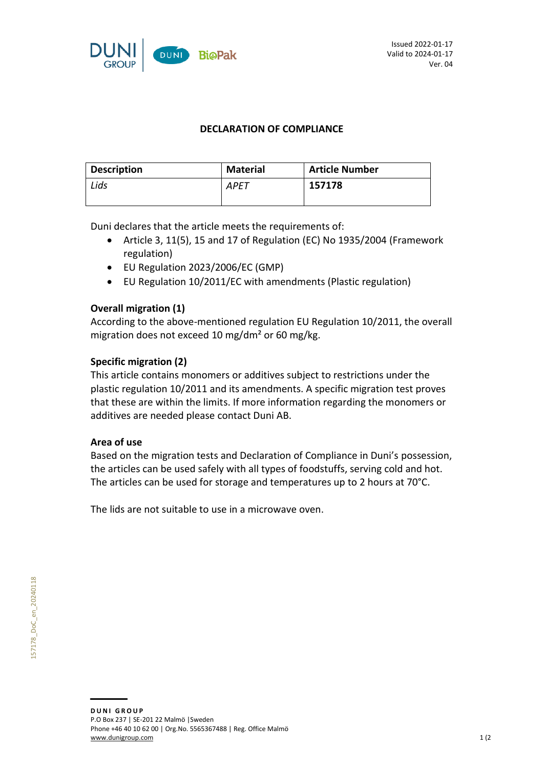Issued 2022-01-17
Valid to 2024-01-17
Ver. 04

## DECLARATION OF COMPLIANCE

| Description | Material | Article Number |
|---|---|---|
| *Lids* | *APET* | **157178** |

Duni declares that the article meets the requirements of:

- Article 3, 11(5), 15 and 17 of Regulation (EC) No 1935/2004 (Framework regulation)
- EU Regulation 2023/2006/EC (GMP)
- EU Regulation 10/2011/EC with amendments (Plastic regulation)

**Overall migration (1)**
According to the above-mentioned regulation EU Regulation 10/2011, the overall migration does not exceed 10 mg/dm² or 60 mg/kg.

**Specific migration (2)**
This article contains monomers or additives subject to restrictions under the plastic regulation 10/2011 and its amendments. A specific migration test proves that these are within the limits. If more information regarding the monomers or additives are needed please contact Duni AB.

**Area of use**
Based on the migration tests and Declaration of Compliance in Duni's possession, the articles can be used safely with all types of foodstuffs, serving cold and hot. The articles can be used for storage and temperatures up to 2 hours at 70°C.

The lids are not suitable to use in a microwave oven.

157178_DoC_en_20240118

**DUNI GROUP**
P.O Box 237 | SE-201 22 Malmö | Sweden
Phone +46 40 10 62 00 | Org.No. 5565367488 | Reg. Office Malmö
www.dunigroup.com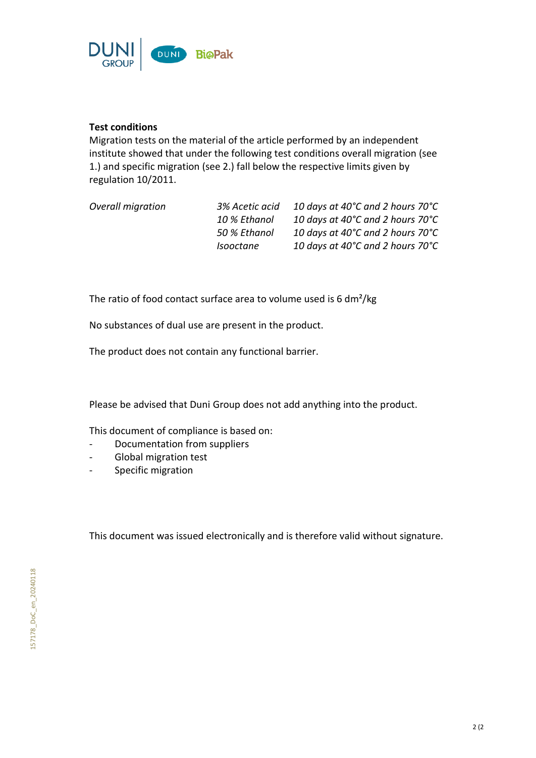**Test conditions**

Migration tests on the material of the article performed by an independent institute showed that under the following test conditions overall migration (see 1.) and specific migration (see 2.) fall below the respective limits given by regulation 10/2011.

| | | |
|---|---|---|
| *Overall migration* | *3% Acetic acid* | *10 days at 40°C and 2 hours 70°C* |
| | *10 % Ethanol* | *10 days at 40°C and 2 hours 70°C* |
| | *50 % Ethanol* | *10 days at 40°C and 2 hours 70°C* |
| | *Isooctane* | *10 days at 40°C and 2 hours 70°C* |

The ratio of food contact surface area to volume used is 6 $dm^2$/kg

No substances of dual use are present in the product.

The product does not contain any functional barrier.

Please be advised that Duni Group does not add anything into the product.

This document of compliance is based on:

- Documentation from suppliers
- Global migration test
- Specific migration

This document was issued electronically and is therefore valid without signature.